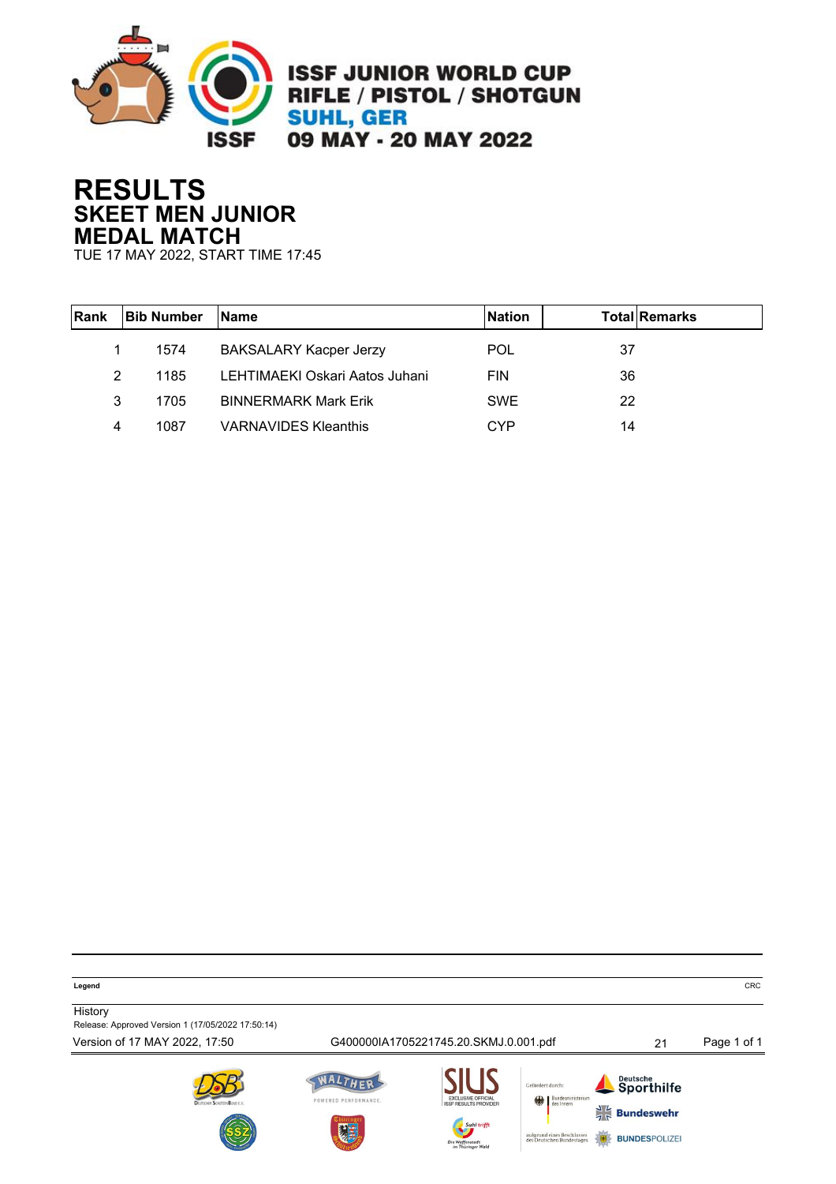ISSF JUNIOR WORLD CUP
RIFLE / PISTOL / SHOTGUN
SUHL, GER
09 MAY - 20 MAY 2022

# RESULTS
## SKEET MEN JUNIOR
## MEDAL MATCH
TUE 17 MAY 2022, START TIME 17:45

| Rank | Bib Number | Name | Nation | Total | Remarks |
|---|---|---|---|---|---|
| 1 | 1574 | BAKSALARY Kacper Jerzy | POL | 37 | |
| 2 | 1185 | LEHTIMAEKI Oskari Aatos Juhani | FIN | 36 | |
| 3 | 1705 | BINNERMARK Mark Erik | SWE | 22 | |
| 4 | 1087 | VARNAVIDES Kleanthis | CYP | 14 | |

**Legend** CRC

History
Release: Approved Version 1 (17/05/2022 17:50:14)
Version of 17 MAY 2022, 17:50 G400000IA1705221745.20.SKMJ.0.001.pdf 21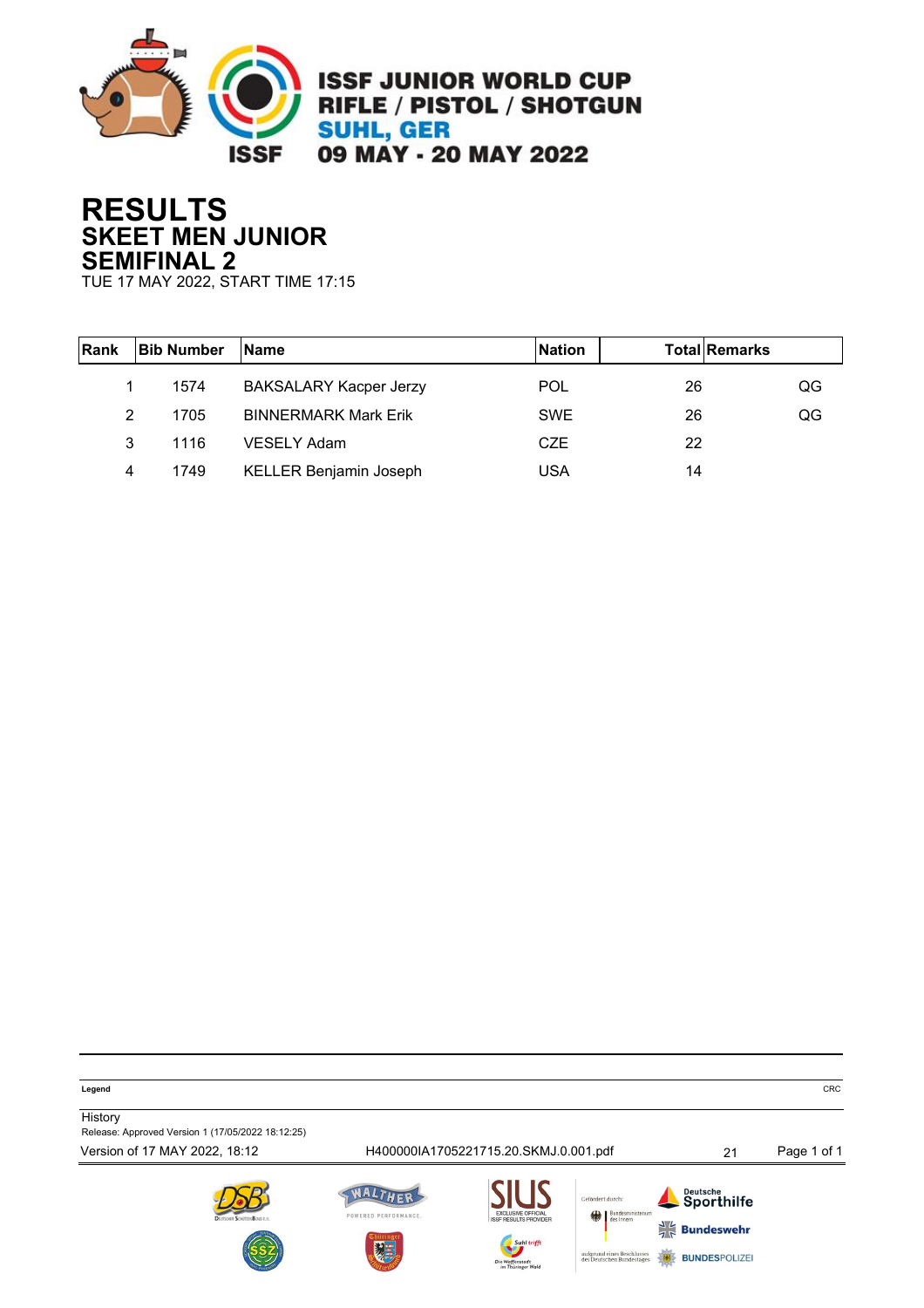**ISSF JUNIOR WORLD CUP**
**RIFLE / PISTOL / SHOTGUN**
**SUHL, GER**
**09 MAY - 20 MAY 2022**

# RESULTS
## SKEET MEN JUNIOR
## SEMIFINAL 2
TUE 17 MAY 2022, START TIME 17:15

| Rank | Bib Number | Name | Nation | Total | Remarks |
|---|---|---|---|---|---|
| 1 | 1574 | BAKSALARY Kacper Jerzy | POL | 26 | QG |
| 2 | 1705 | BINNERMARK Mark Erik | SWE | 26 | QG |
| 3 | 1116 | VESELY Adam | CZE | 22 | |
| 4 | 1749 | KELLER Benjamin Joseph | USA | 14 | |

**Legend** CRC

History
Release: Approved Version 1 (17/05/2022 18:12:25)

Version of 17 MAY 2022, 18:12 H400000IA1705221715.20.SKMJ.0.001.pdf 21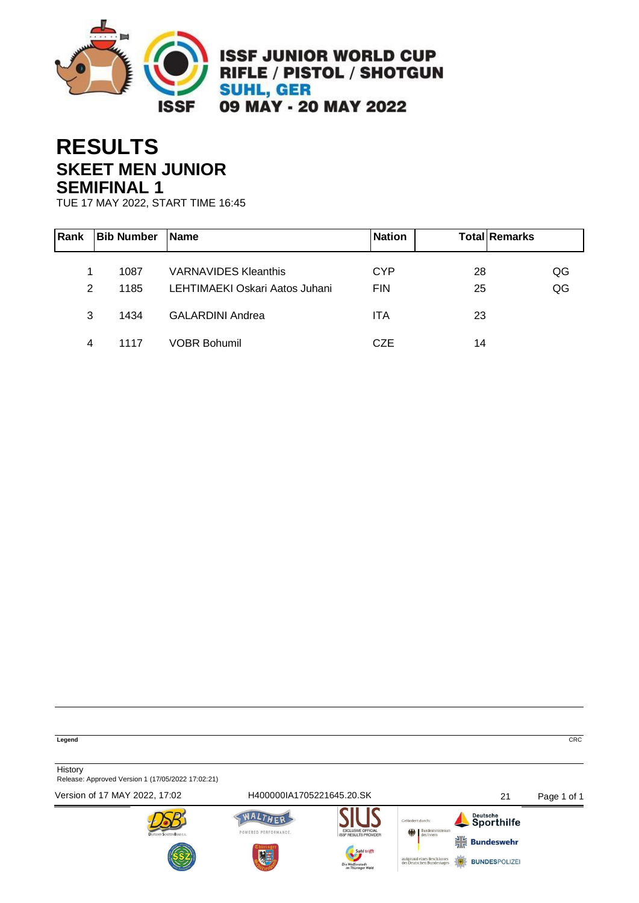ISSF JUNIOR WORLD CUP
RIFLE / PISTOL / SHOTGUN
SUHL, GER
09 MAY - 20 MAY 2022

# RESULTS
## SKEET MEN JUNIOR
## SEMIFINAL 1

TUE 17 MAY 2022, START TIME 16:45

| Rank | Bib Number | Name | Nation | Total | Remarks |
|---|---|---|---|---|---|
| 1 | 1087 | VARNAVIDES Kleanthis | CYP | 28 | QG |
| 2 | 1185 | LEHTIMAEKI Oskari Aatos Juhani | FIN | 25 | QG |
| 3 | 1434 | GALARDINI Andrea | ITA | 23 | |
| 4 | 1117 | VOBR Bohumil | CZE | 14 | |

**Legend**

CRC

History
Release: Approved Version 1 (17/05/2022 17:02:21)

Version of 17 MAY 2022, 17:02 H400000IA1705221645.20.SK 21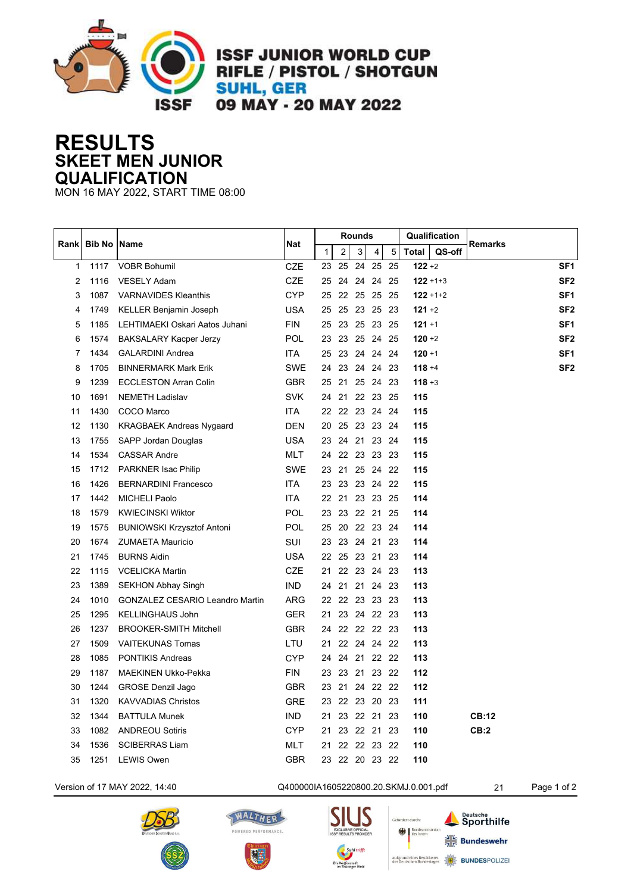# ISSF JUNIOR WORLD CUP
## RIFLE / PISTOL / SHOTGUN
## SUHL, GER
## 09 MAY - 20 MAY 2022

# RESULTS
## SKEET MEN JUNIOR
## QUALIFICATION

MON 16 MAY 2022, START TIME 08:00

| Rank | Bib No | Name | Nat | Rounds | | | | | Qualification | | Remarks | |
|---|---|---|---|---|---|---|---|---|---|---|---|---|
| | | | | 1 | 2 | 3 | 4 | 5 | Total | QS-off | | |
| 1 | 1117 | VOBR Bohumil | CZE | 23 | 25 | 24 | 25 | 25 | **122** +2 | | | SF1 |
| 2 | 1116 | VESELY Adam | CZE | 25 | 24 | 24 | 24 | 25 | **122** +1+3 | | | SF2 |
| 3 | 1087 | VARNAVIDES Kleanthis | CYP | 25 | 22 | 25 | 25 | 25 | **122** +1+2 | | | SF1 |
| 4 | 1749 | KELLER Benjamin Joseph | USA | 25 | 25 | 23 | 25 | 23 | **121** +2 | | | SF2 |
| 5 | 1185 | LEHTIMAEKI Oskari Aatos Juhani | FIN | 25 | 23 | 25 | 23 | 25 | **121** +1 | | | SF1 |
| 6 | 1574 | BAKSALARY Kacper Jerzy | POL | 23 | 23 | 25 | 24 | 25 | **120** +2 | | | SF2 |
| 7 | 1434 | GALARDINI Andrea | ITA | 25 | 23 | 24 | 24 | 24 | **120** +1 | | | SF1 |
| 8 | 1705 | BINNERMARK Mark Erik | SWE | 24 | 23 | 24 | 24 | 23 | **118** +4 | | | SF2 |
| 9 | 1239 | ECCLESTON Arran Colin | GBR | 25 | 21 | 25 | 24 | 23 | **118** +3 | | | |
| 10 | 1691 | NEMETH Ladislav | SVK | 24 | 21 | 22 | 23 | 25 | **115** | | | |
| 11 | 1430 | COCO Marco | ITA | 22 | 22 | 23 | 24 | 24 | **115** | | | |
| 12 | 1130 | KRAGBAEK Andreas Nygaard | DEN | 20 | 25 | 23 | 23 | 24 | **115** | | | |
| 13 | 1755 | SAPP Jordan Douglas | USA | 23 | 24 | 21 | 23 | 24 | **115** | | | |
| 14 | 1534 | CASSAR Andre | MLT | 24 | 22 | 23 | 23 | 23 | **115** | | | |
| 15 | 1712 | PARKNER Isac Philip | SWE | 23 | 21 | 25 | 24 | 22 | **115** | | | |
| 16 | 1426 | BERNARDINI Francesco | ITA | 23 | 23 | 23 | 24 | 22 | **115** | | | |
| 17 | 1442 | MICHELI Paolo | ITA | 22 | 21 | 23 | 23 | 25 | **114** | | | |
| 18 | 1579 | KWIECINSKI Wiktor | POL | 23 | 23 | 22 | 21 | 25 | **114** | | | |
| 19 | 1575 | BUNIOWSKI Krzysztof Antoni | POL | 25 | 20 | 22 | 23 | 24 | **114** | | | |
| 20 | 1674 | ZUMAETA Mauricio | SUI | 23 | 23 | 24 | 21 | 23 | **114** | | | |
| 21 | 1745 | BURNS Aidin | USA | 22 | 25 | 23 | 21 | 23 | **114** | | | |
| 22 | 1115 | VCELICKA Martin | CZE | 21 | 22 | 23 | 24 | 23 | **113** | | | |
| 23 | 1389 | SEKHON Abhay Singh | IND | 24 | 21 | 21 | 24 | 23 | **113** | | | |
| 24 | 1010 | GONZALEZ CESARIO Leandro Martin | ARG | 22 | 22 | 23 | 23 | 23 | **113** | | | |
| 25 | 1295 | KELLINGHAUS John | GER | 21 | 23 | 24 | 22 | 23 | **113** | | | |
| 26 | 1237 | BROOKER-SMITH Mitchell | GBR | 24 | 22 | 22 | 22 | 23 | **113** | | | |
| 27 | 1509 | VAITEKUNAS Tomas | LTU | 21 | 22 | 24 | 24 | 22 | **113** | | | |
| 28 | 1085 | PONTIKIS Andreas | CYP | 24 | 24 | 21 | 22 | 22 | **113** | | | |
| 29 | 1187 | MAEKINEN Ukko-Pekka | FIN | 23 | 23 | 21 | 23 | 22 | **112** | | | |
| 30 | 1244 | GROSE Denzil Jago | GBR | 23 | 21 | 24 | 22 | 22 | **112** | | | |
| 31 | 1320 | KAVVADIAS Christos | GRE | 23 | 22 | 23 | 20 | 23 | **111** | | | |
| 32 | 1344 | BATTULA Munek | IND | 21 | 23 | 22 | 21 | 23 | **110** | | **CB:12** | |
| 33 | 1082 | ANDREOU Sotiris | CYP | 21 | 23 | 22 | 21 | 23 | **110** | | **CB:2** | |
| 34 | 1536 | SCIBERRAS Liam | MLT | 21 | 22 | 22 | 23 | 22 | **110** | | | |
| 35 | 1251 | LEWIS Owen | GBR | 23 | 22 | 20 | 23 | 22 | **110** | | | |

Version of 17 MAY 2022, 14:40 — Q400000IA1605220800.20.SKMJ.0.001.pdf — 21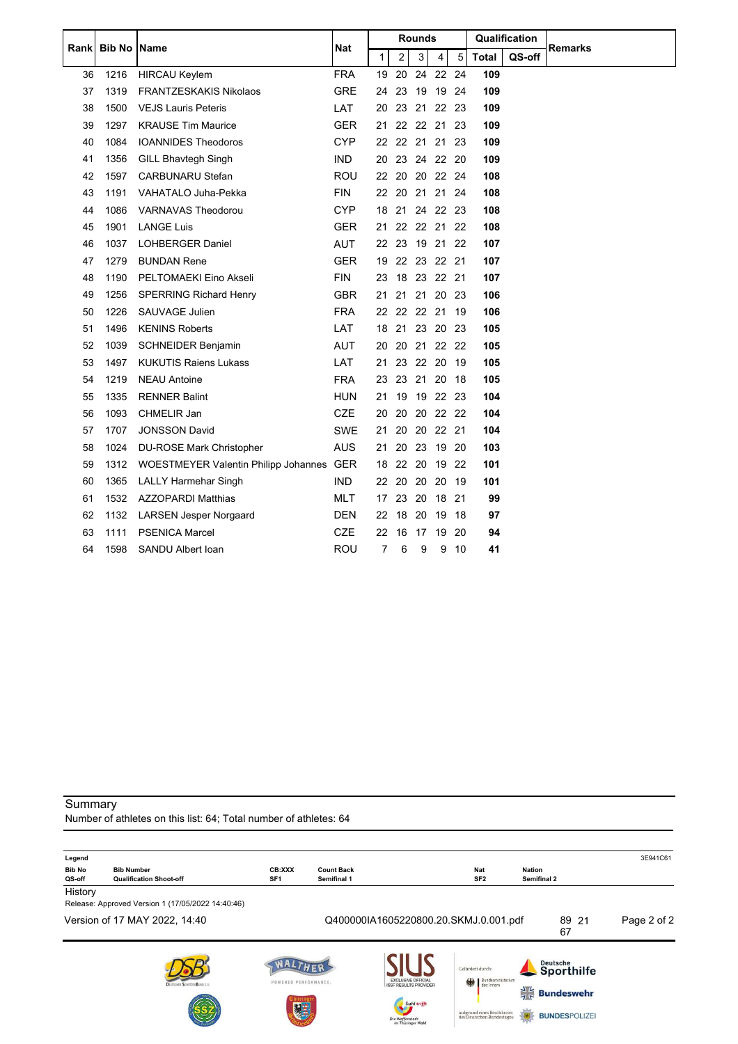| Rank | Bib No | Name | Nat | Rounds | | | | | Qualification | | Remarks |
|---|---|---|---|---|---|---|---|---|---|---|---|
| | | | | 1 | 2 | 3 | 4 | 5 | Total | QS-off | |
| 36 | 1216 | HIRCAU Keylem | FRA | 19 | 20 | 24 | 22 | 24 | **109** | | |
| 37 | 1319 | FRANTZESKAKIS Nikolaos | GRE | 24 | 23 | 19 | 19 | 24 | **109** | | |
| 38 | 1500 | VEJS Lauris Peteris | LAT | 20 | 23 | 21 | 22 | 23 | **109** | | |
| 39 | 1297 | KRAUSE Tim Maurice | GER | 21 | 22 | 22 | 21 | 23 | **109** | | |
| 40 | 1084 | IOANNIDES Theodoros | CYP | 22 | 22 | 21 | 21 | 23 | **109** | | |
| 41 | 1356 | GILL Bhavtegh Singh | IND | 20 | 23 | 24 | 22 | 20 | **109** | | |
| 42 | 1597 | CARBUNARU Stefan | ROU | 22 | 20 | 20 | 22 | 24 | **108** | | |
| 43 | 1191 | VAHATALO Juha-Pekka | FIN | 22 | 20 | 21 | 21 | 24 | **108** | | |
| 44 | 1086 | VARNAVAS Theodorou | CYP | 18 | 21 | 24 | 22 | 23 | **108** | | |
| 45 | 1901 | LANGE Luis | GER | 21 | 22 | 22 | 21 | 22 | **108** | | |
| 46 | 1037 | LOHBERGER Daniel | AUT | 22 | 23 | 19 | 21 | 22 | **107** | | |
| 47 | 1279 | BUNDAN Rene | GER | 19 | 22 | 23 | 22 | 21 | **107** | | |
| 48 | 1190 | PELTOMAEKI Eino Akseli | FIN | 23 | 18 | 23 | 22 | 21 | **107** | | |
| 49 | 1256 | SPERRING Richard Henry | GBR | 21 | 21 | 21 | 20 | 23 | **106** | | |
| 50 | 1226 | SAUVAGE Julien | FRA | 22 | 22 | 22 | 21 | 19 | **106** | | |
| 51 | 1496 | KENINS Roberts | LAT | 18 | 21 | 23 | 20 | 23 | **105** | | |
| 52 | 1039 | SCHNEIDER Benjamin | AUT | 20 | 20 | 21 | 22 | 22 | **105** | | |
| 53 | 1497 | KUKUTIS Raiens Lukass | LAT | 21 | 23 | 22 | 20 | 19 | **105** | | |
| 54 | 1219 | NEAU Antoine | FRA | 23 | 23 | 21 | 20 | 18 | **105** | | |
| 55 | 1335 | RENNER Balint | HUN | 21 | 19 | 19 | 22 | 23 | **104** | | |
| 56 | 1093 | CHMELIR Jan | CZE | 20 | 20 | 20 | 22 | 22 | **104** | | |
| 57 | 1707 | JONSSON David | SWE | 21 | 20 | 20 | 22 | 21 | **104** | | |
| 58 | 1024 | DU-ROSE Mark Christopher | AUS | 21 | 20 | 23 | 19 | 20 | **103** | | |
| 59 | 1312 | WOESTMEYER Valentin Philipp Johannes | GER | 18 | 22 | 20 | 19 | 22 | **101** | | |
| 60 | 1365 | LALLY Harmehar Singh | IND | 22 | 20 | 20 | 20 | 19 | **101** | | |
| 61 | 1532 | AZZOPARDI Matthias | MLT | 17 | 23 | 20 | 18 | 21 | **99** | | |
| 62 | 1132 | LARSEN Jesper Norgaard | DEN | 22 | 18 | 20 | 19 | 18 | **97** | | |
| 63 | 1111 | PSENICA Marcel | CZE | 22 | 16 | 17 | 19 | 20 | **94** | | |
| 64 | 1598 | SANDU Albert Ioan | ROU | 7 | 6 | 9 | 9 | 10 | **41** | | |

## Summary

Number of athletes on this list: 64; Total number of athletes: 64

**Legend**

| | | | | | | | |
|---|---|---|---|---|---|---|---|
| **Bib No** | **Bib Number** | **CB:XXX** | **Count Back** | **Nat** | **Nation** | | |
| **QS-off** | **Qualification Shoot-off** | **SF1** | **Semifinal 1** | **SF2** | **Semifinal 2** | | |

3E941C61

History

Release: Approved Version 1 (17/05/2022 14:40:46)

Version of 17 MAY 2022, 14:40 — Q400000IA1605220800.20.SKMJ.0.001.pdf — 89 21 67